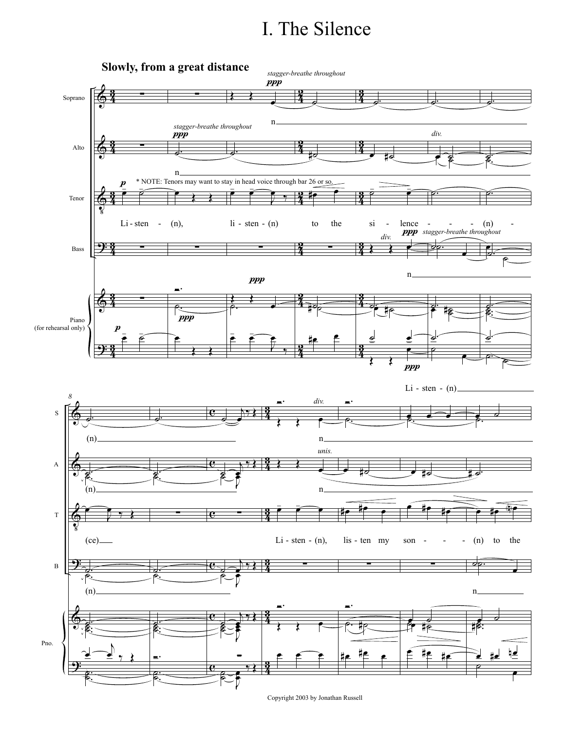# I. The Silence

Copyright 2003 by Jonathan Russell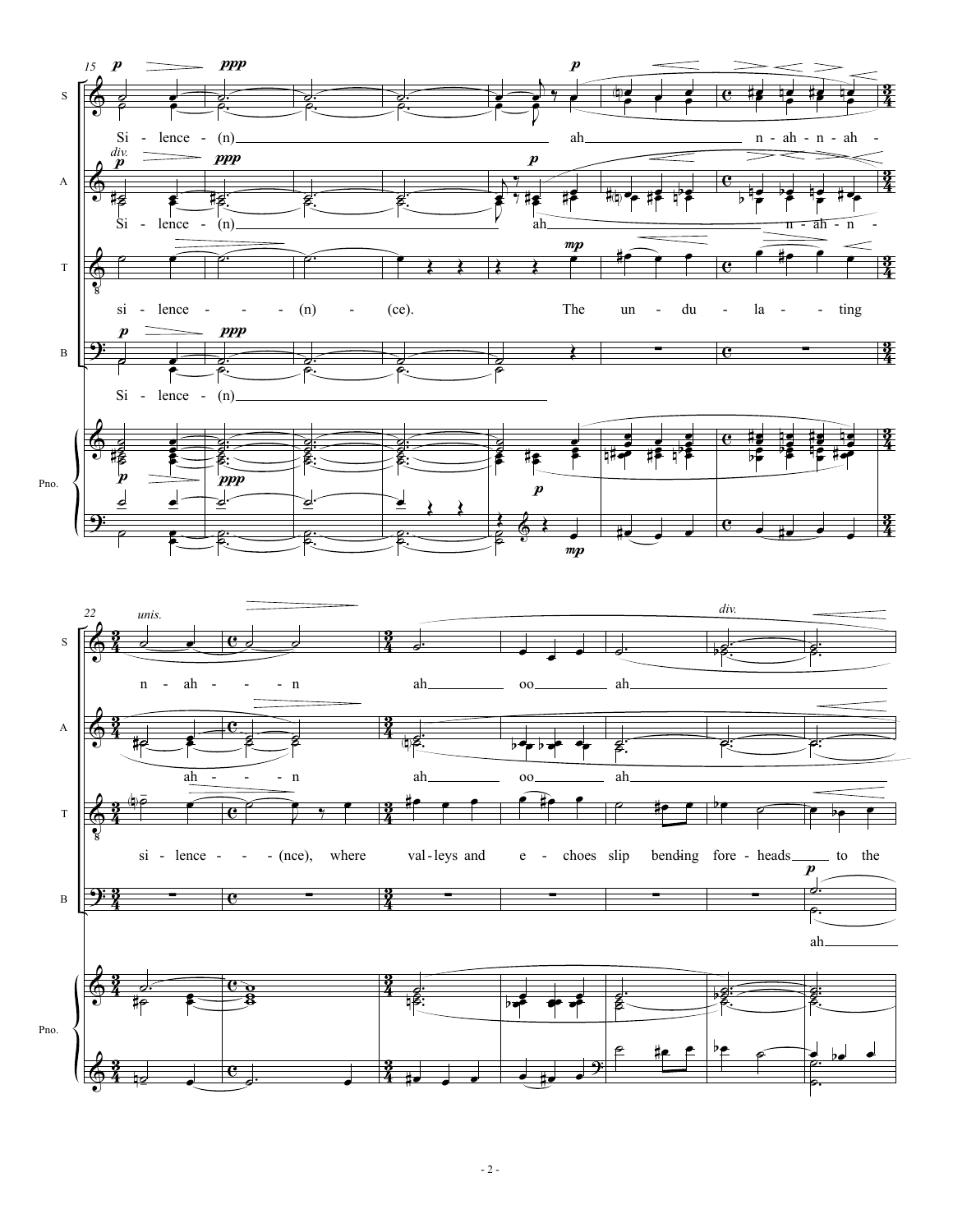S: Si - lence - (n) ah n - ah - n - ah - n - ah - - - n ah oo ah

A: Si - lence - (n) ah n - ah - n - ah - - - n ah oo ah

T: si - lence - - - - (n) - (ce). The un - du - la - - ting si - lence - - - (nce), where val - leys and e - choes slip bend - ing fore - heads to the

B: Si - lence - (n) ah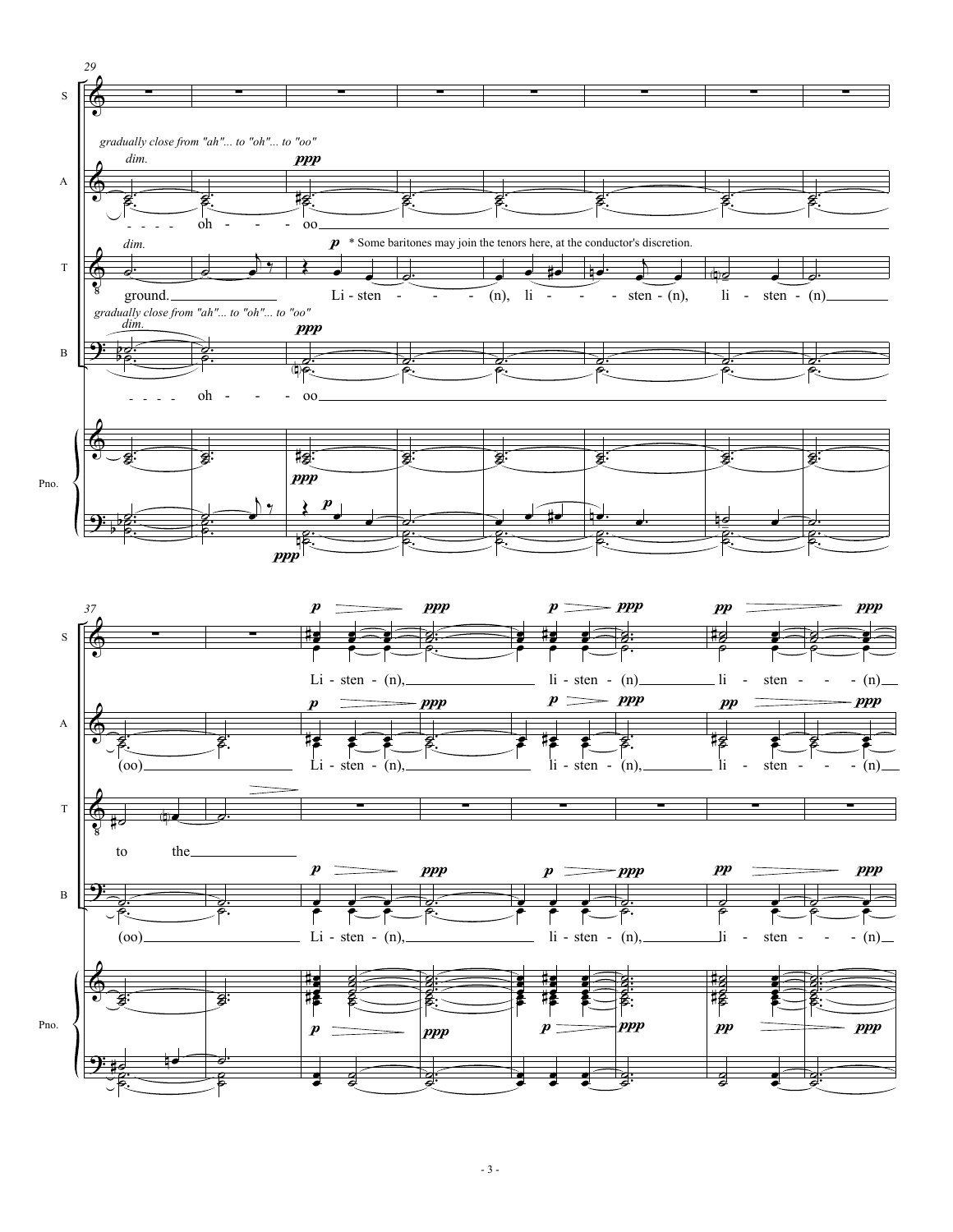*gradually close from "ah"... to "oh"... to "oo"*

\* Some baritones may join the tenors here, at the conductor's discretion.

A: oh - - - - oo (oo) Li - sten - (n), li - sten - (n), li - sten - - - (n)

T: ground. Li - sten - - - (n), li - - - - sten - (n), li - sten - (n) to the

B: oh - - - - oo (oo) Li - sten - (n), li - sten - (n), li - sten - - - (n)

S: Li - sten - (n), li - sten - (n) li - sten - - - (n)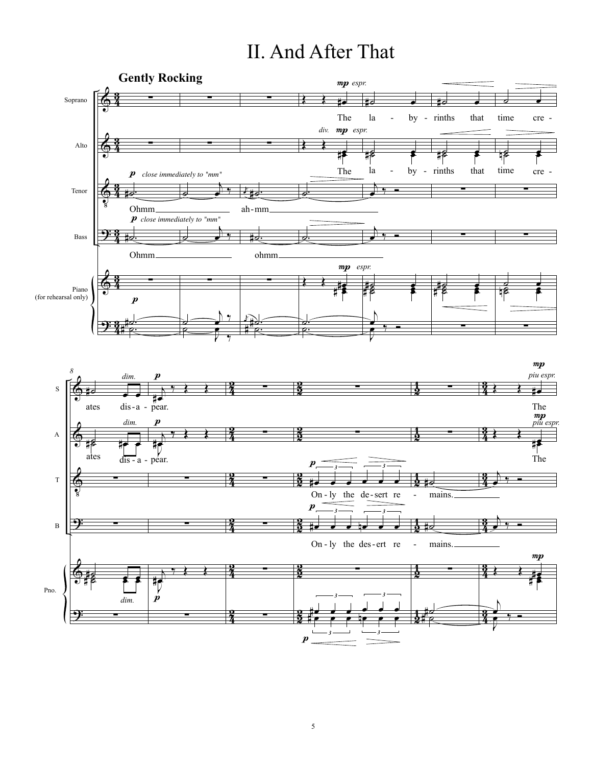# II. And After That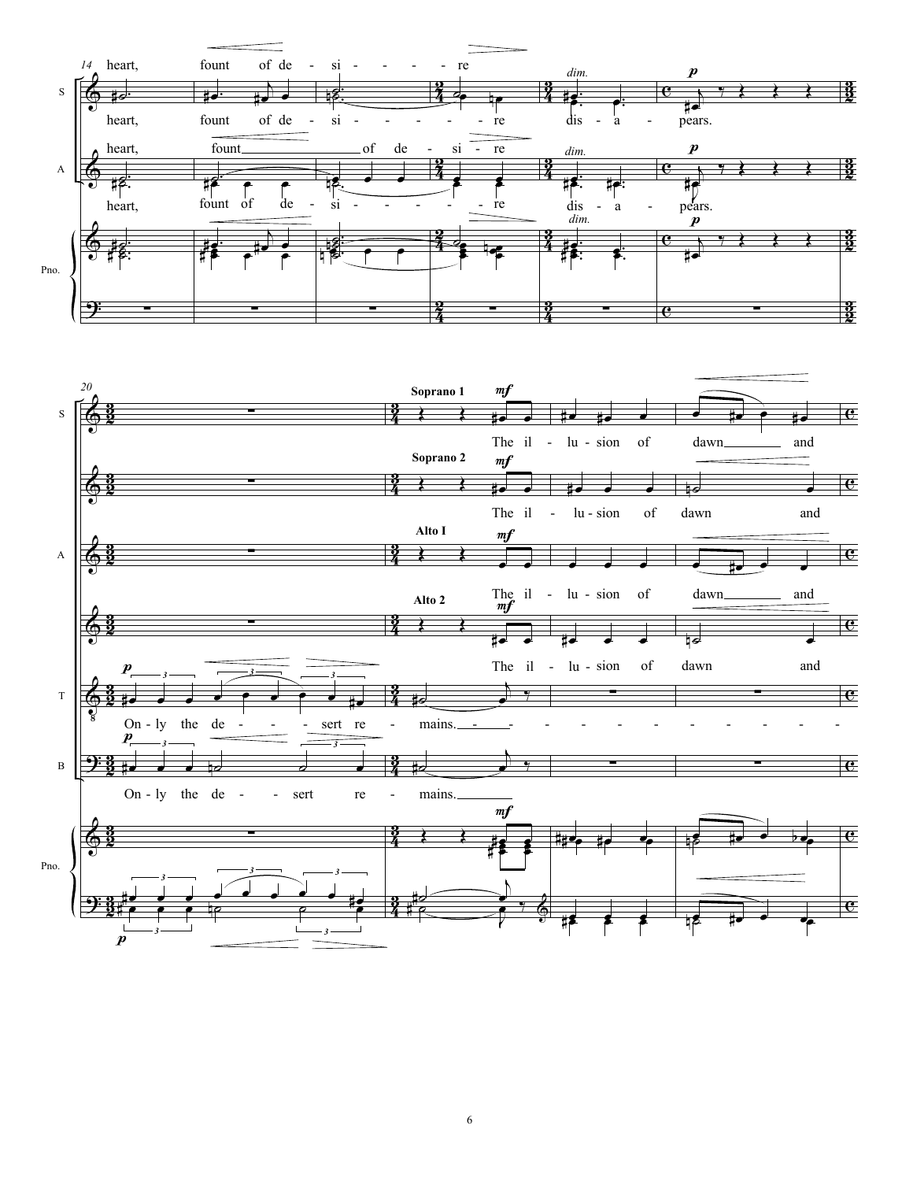14

S: heart, fount of de - si - - - - - re

heart, fount of de - si - - - - - - - re dis - a - pears.

A: heart, fount of de - si - re

heart, fount of de - si - - - - - - - re dis - a - pears.

*dim.* **p**

Pno.

20

Soprano 1 **mf**

The il - lu - sion of dawn and

Soprano 2 **mf**

The il - lu - sion of dawn and

Alto I **mf**

The il - lu - sion of dawn and

Alto 2 **mf**

The il - lu - sion of dawn and

T: **p** On - ly the de - - - sert re - mains.

B: **p** On - ly the de - - sert re - mains.

Pno. **mf** **p**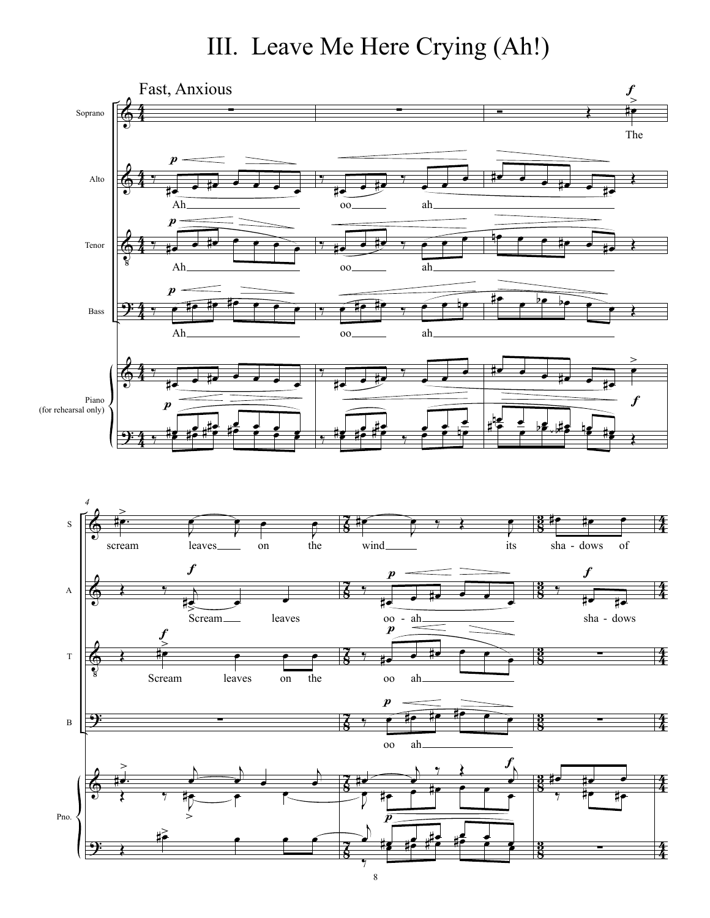# III. Leave Me Here Crying (Ah!)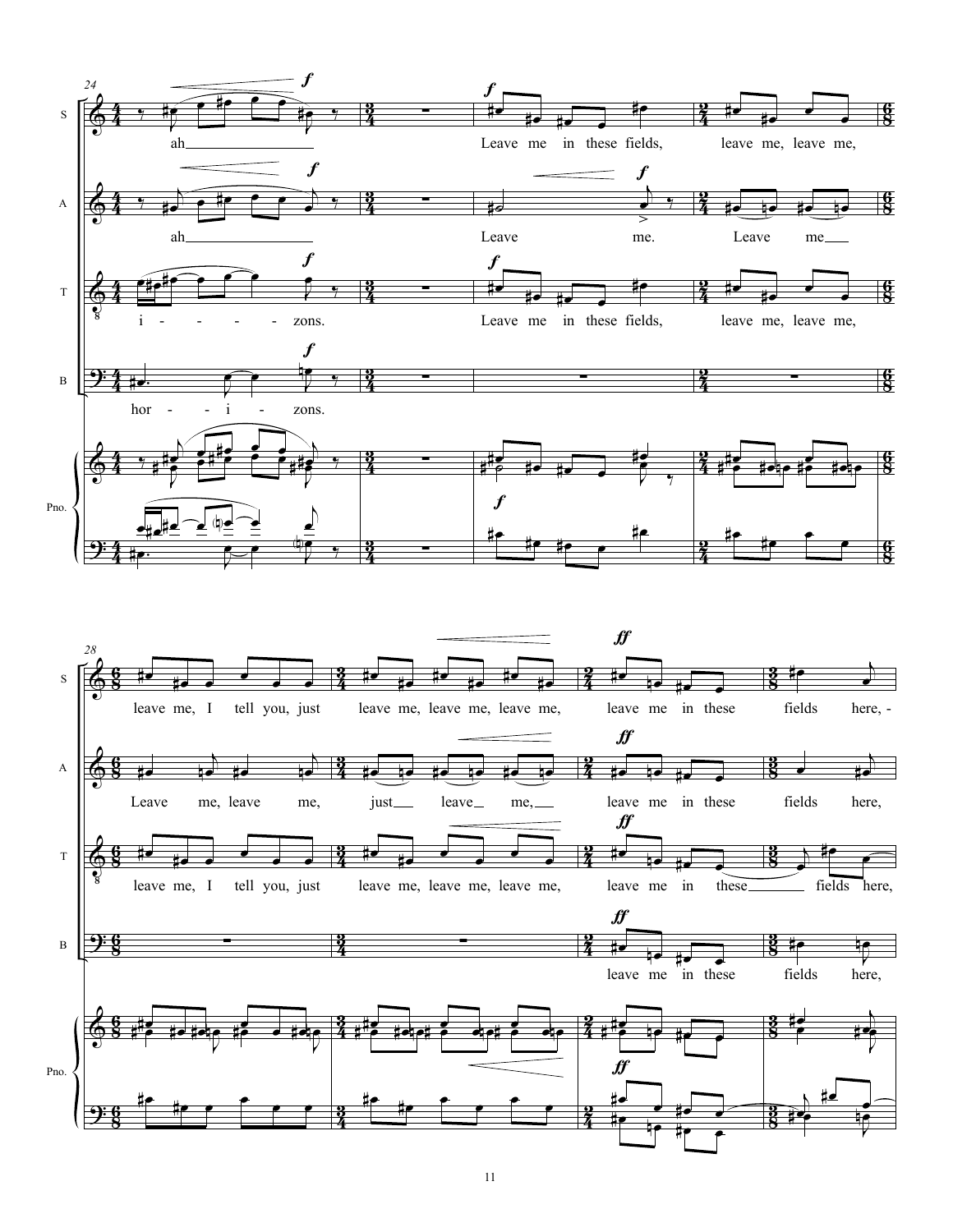**24**

S: ah — Leave me in these fields, leave me, leave me,

A: ah — Leave me. Leave me

T: i - - - - - zons. Leave me in these fields, leave me, leave me,

B: hor - - i - zons.

Pno.

**28**

S: leave me, I tell you, just leave me, leave me, leave me, leave me in these fields here, -

A: Leave me, leave me, just leave me, leave me in these fields here,

T: leave me, I tell you, just leave me, leave me, leave me, leave me in these fields here,

B: leave me in these fields here,

Pno.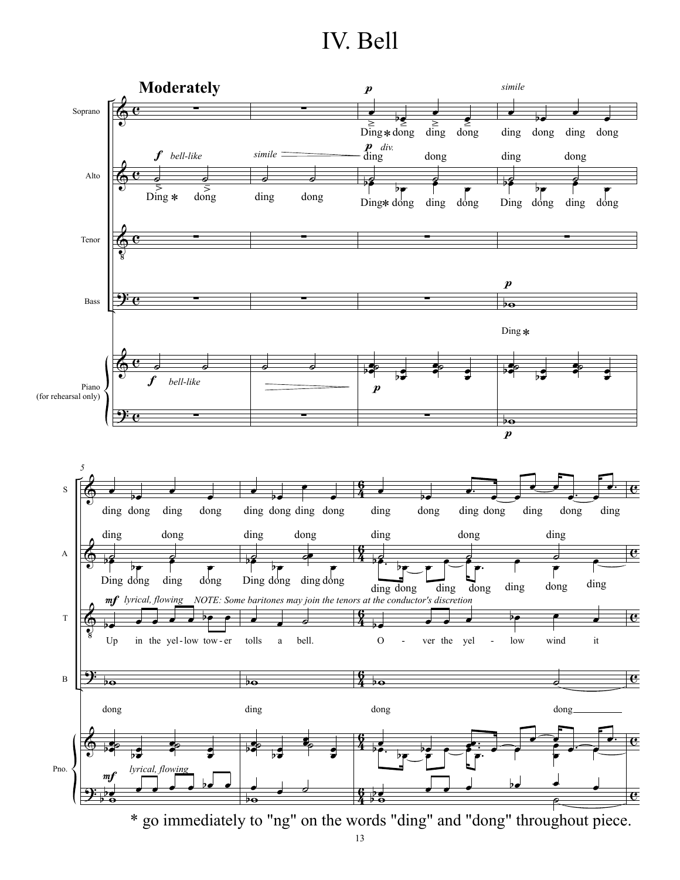# IV. Bell

* go immediately to "ng" on the words "ding" and "dong" throughout piece.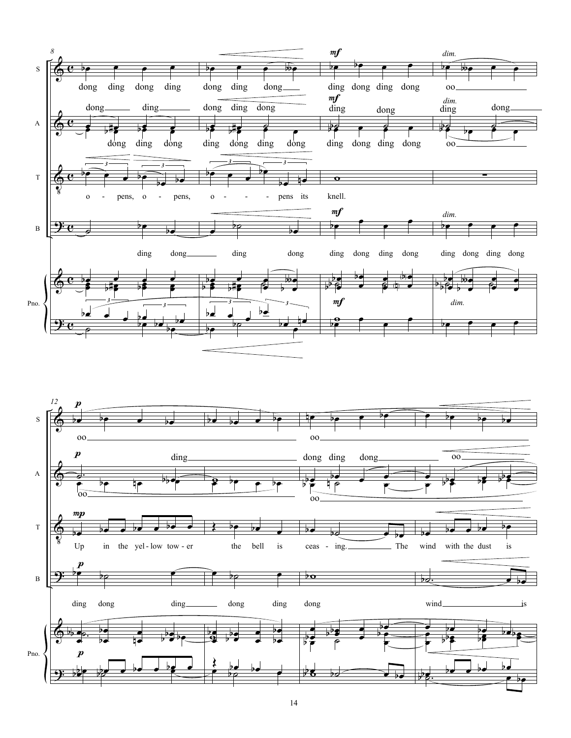**System 1 (mm. 8–11)**

S: dong ding dong ding dong ding dong ding dong ding dong oo

A: dong ding dong ding dong ding dong ding dong ding dong oo

T: o - pens, o - pens, o - - - pens its knell.

B: ding dong ding dong ding dong ding dong ding dong ding dong

Pno.

Dynamics: *mf*, *dim.*

**System 2 (mm. 12–15)**

S: oo oo

A: ding dong ding dong oo oo oo

T: Up in the yel - low tow - er the bell is ceas - ing. The wind with the dust is

B: ding dong ding dong ding dong wind is

Pno.

Dynamics: *p*, *mp*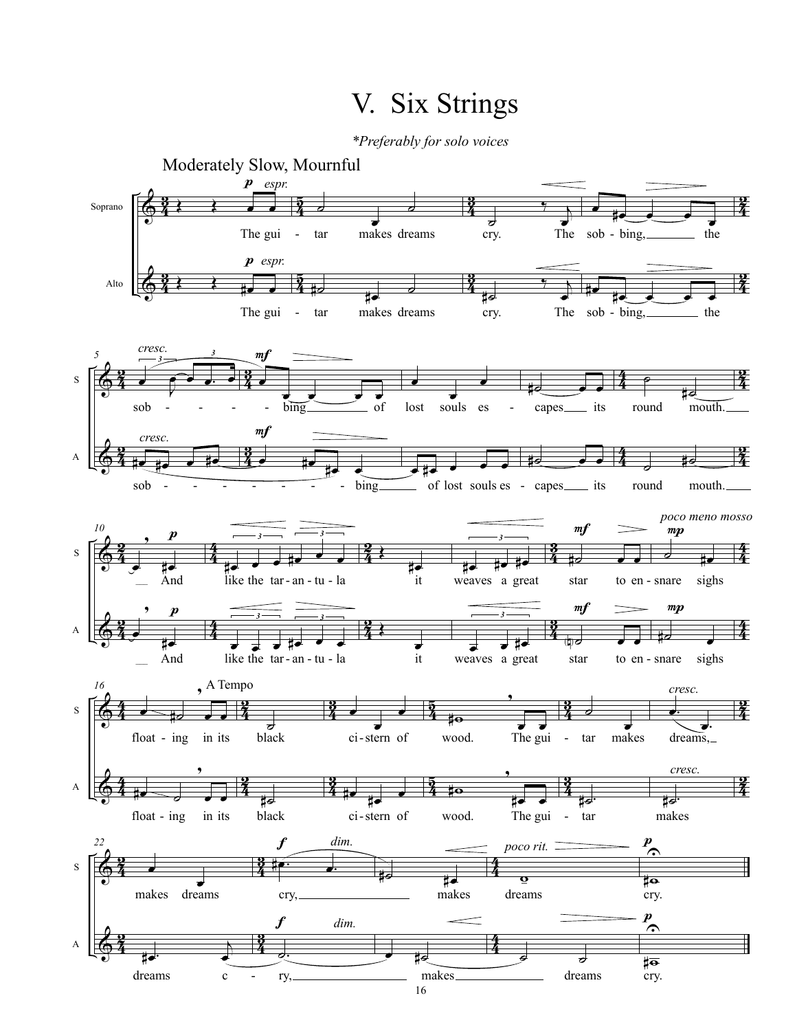# V. Six Strings

*\*Preferably for solo voices*

Moderately Slow, Mournful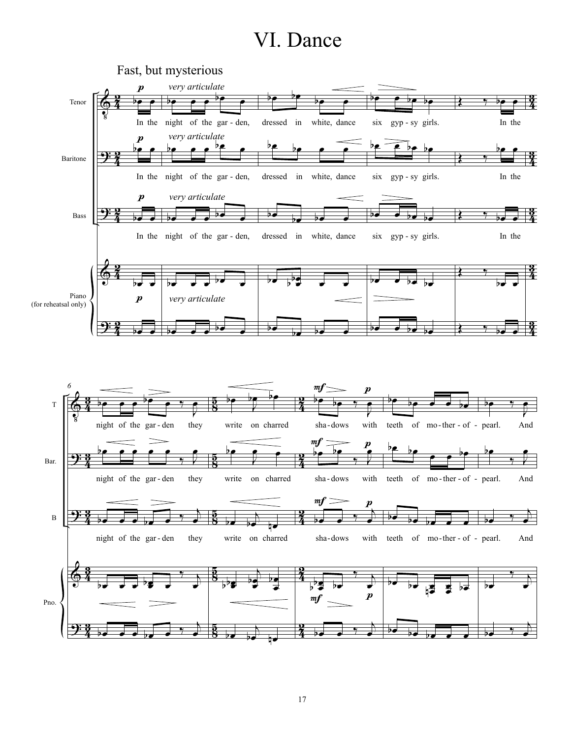# VI. Dance

Fast, but mysterious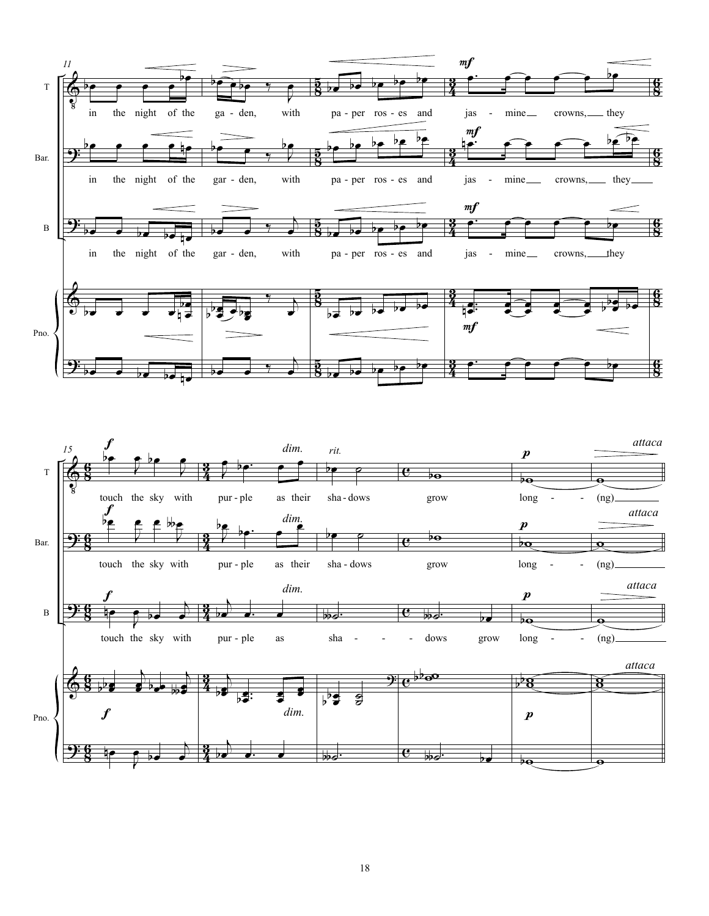T: in the night of the ga - den, with pa - per ros - es and jas - mine crowns, they touch the sky with pur - ple as their sha - dows grow long - - (ng)

Bar.: in the night of the gar - den, with pa - per ros - es and jas - mine crowns, they touch the sky with pur - ple as their sha - dows grow long - - (ng)

B: in the night of the gar - den, with pa - per ros - es and jas - mine crowns, they touch the sky with pur - ple as sha - - - dows grow long - - (ng)

*mf* *f* *dim.* *rit.* *p* *attaca*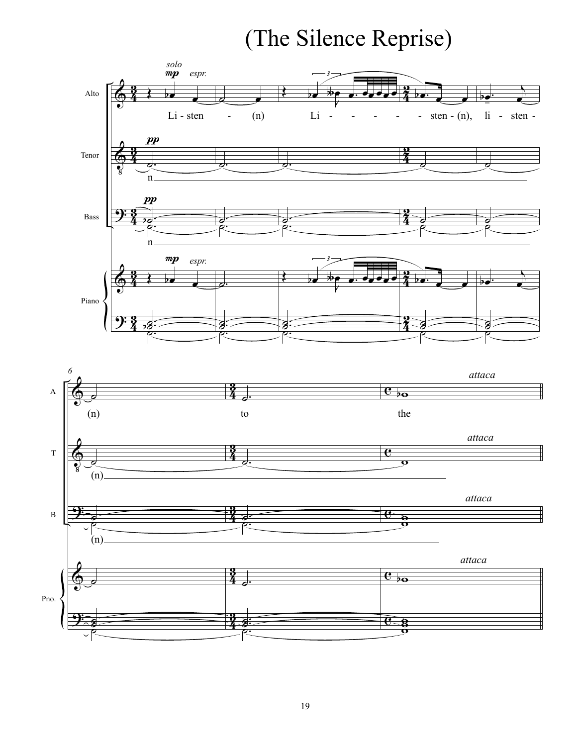# (The Silence Reprise)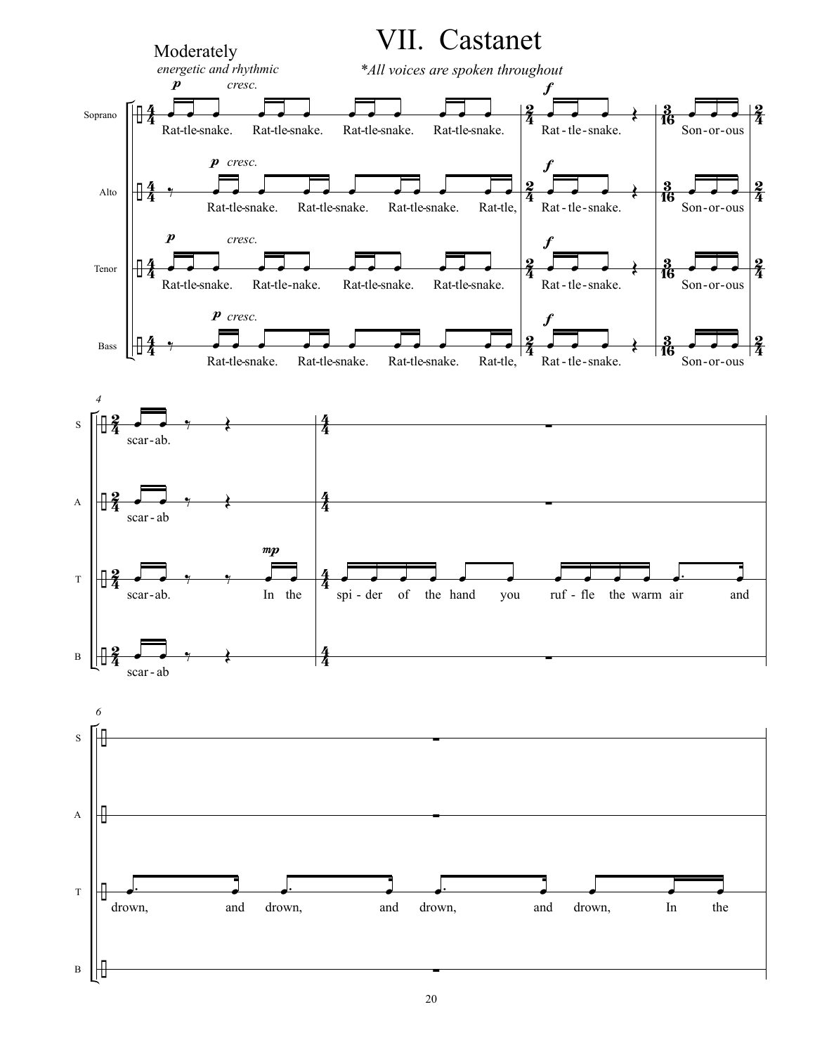# VII. Castanet

Moderately
*energetic and rhythmic*

*\*All voices are spoken throughout*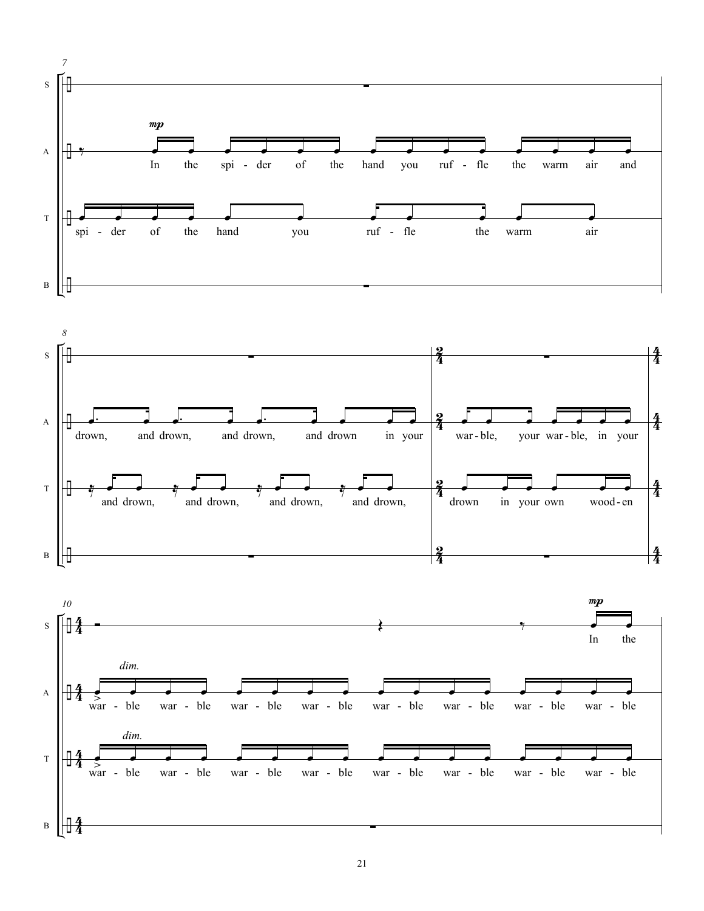**7**

S: —

A: *mp* In the spi - der of the hand you ruf - fle the warm air and

T: spi - der of the hand you ruf - fle the warm air

B: —

**8**

S: —

A: drown, and drown, and drown, and drown in your

T: and drown, and drown, and drown, and drown,

B: —

**9** (2/4)

S: —

A: war - ble, your war - ble, in your

T: drown in your own wood - en

B: —

**10** (4/4)

S: *mp* In the

A: *dim.* war - ble war - ble war - ble war - ble war - ble war - ble war - ble war - ble

T: *dim.* war - ble war - ble war - ble war - ble war - ble war - ble war - ble war - ble

B: —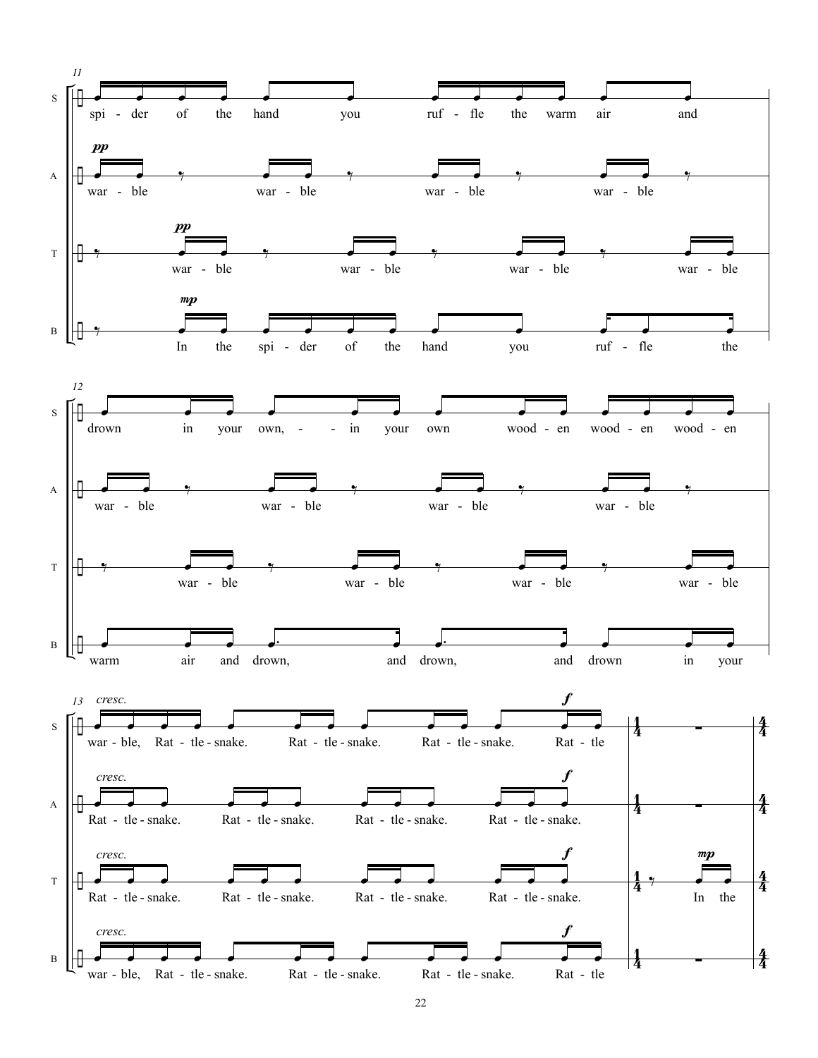**11**

S: spi - der of the hand you ruf - fle the warm air and

A: *pp* war - ble war - ble war - ble war - ble

T: *pp* war - ble war - ble war - ble war - ble

B: *mp* In the spi - der of the hand you ruf - fle the

**12**

S: drown in your own, - - in your own wood - en wood - en wood - en

A: war - ble war - ble war - ble war - ble

T: war - ble war - ble war - ble war - ble

B: warm air and drown, and drown, and drown in your

**13**

S: *cresc.* war - ble, Rat - tle - snake. Rat - tle - snake. Rat - tle - snake. *f* Rat - tle

A: *cresc.* Rat - tle - snake. Rat - tle - snake. Rat - tle - snake. *f* Rat - tle - snake.

T: *cresc.* Rat - tle - snake. Rat - tle - snake. Rat - tle - snake. *f* Rat - tle - snake. *mp* In the

B: *cresc.* war - ble, Rat - tle - snake. Rat - tle - snake. Rat - tle - snake. *f* Rat - tle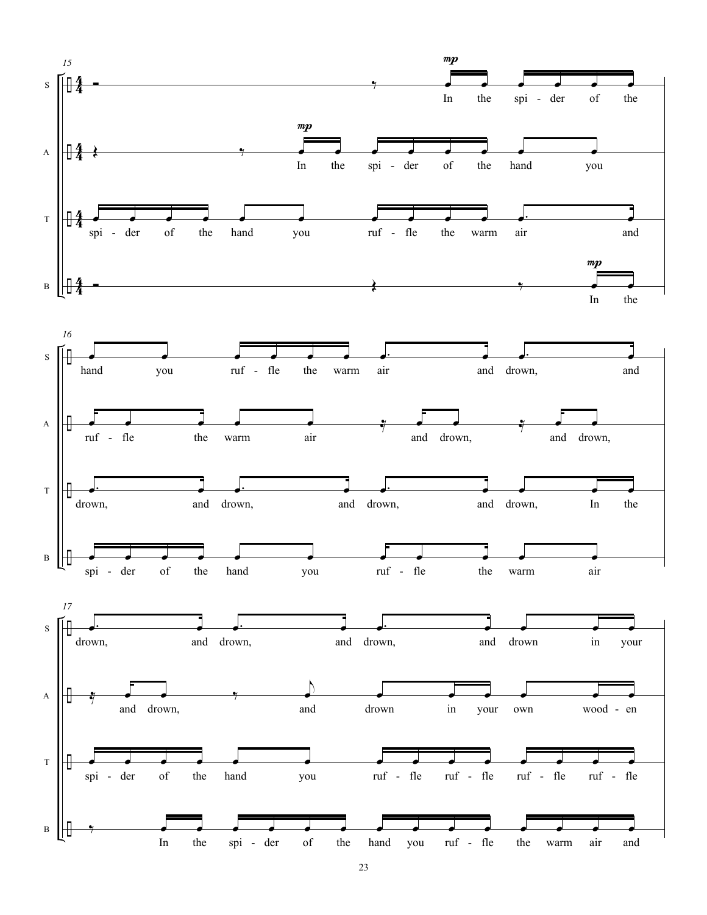15

S: In the spi - der of the

A: In the spi - der of the hand you

T: spi - der of the hand you ruf - fle the warm air and

B: In the

16

S: hand you ruf - fle the warm air and drown, and

A: ruf - fle the warm air and drown, and drown,

T: drown, and drown, and drown, and drown, In the

B: spi - der of the hand you ruf - fle the warm air

17

S: drown, and drown, and drown, and drown in your

A: and drown, and drown in your own wood - en

T: spi - der of the hand you ruf - fle ruf - fle ruf - fle ruf - fle

B: In the spi - der of the hand you ruf - fle the warm air and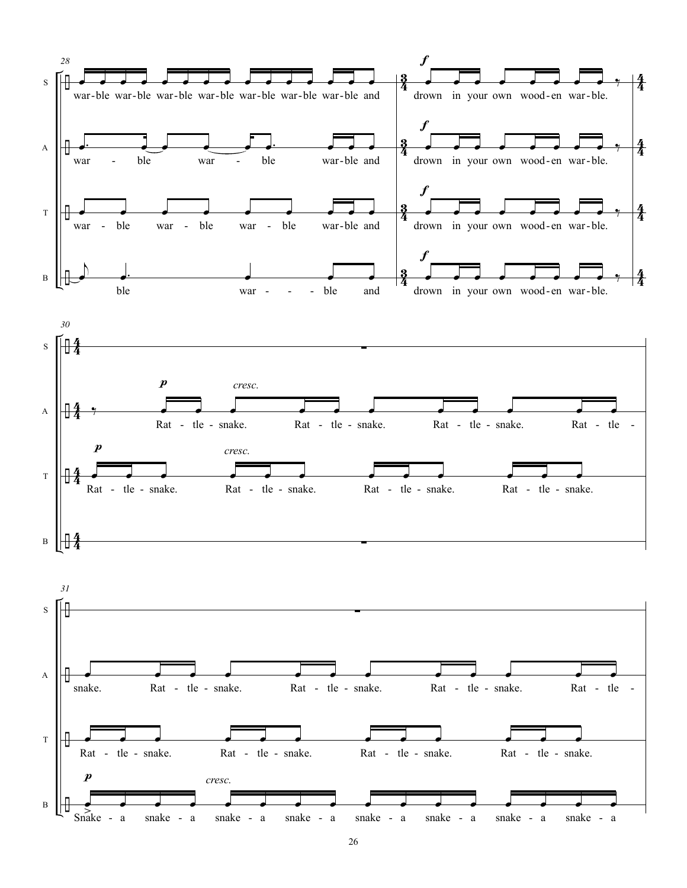28

S: war-ble war-ble war-ble war-ble war-ble war-ble war-ble and

A: war - ble war - ble war-ble and

T: war - ble war - ble war - ble war-ble and

B: ble war - - - ble and

*f*

S: drown in your own wood-en war-ble.

A: drown in your own wood-en war-ble.

T: drown in your own wood-en war-ble.

B: drown in your own wood-en war-ble.

30

A: *p* Rat - tle - snake. *cresc.* Rat - tle - snake. Rat - tle - snake. Rat - tle -

T: *p* Rat - tle - snake. *cresc.* Rat - tle - snake. Rat - tle - snake. Rat - tle - snake.

31

A: snake. Rat - tle - snake. Rat - tle - snake. Rat - tle - snake. Rat - tle -

T: Rat - tle - snake. Rat - tle - snake. Rat - tle - snake. Rat - tle - snake.

B: *p* Snake - a snake - a *cresc.* snake - a snake - a snake - a snake - a snake - a snake - a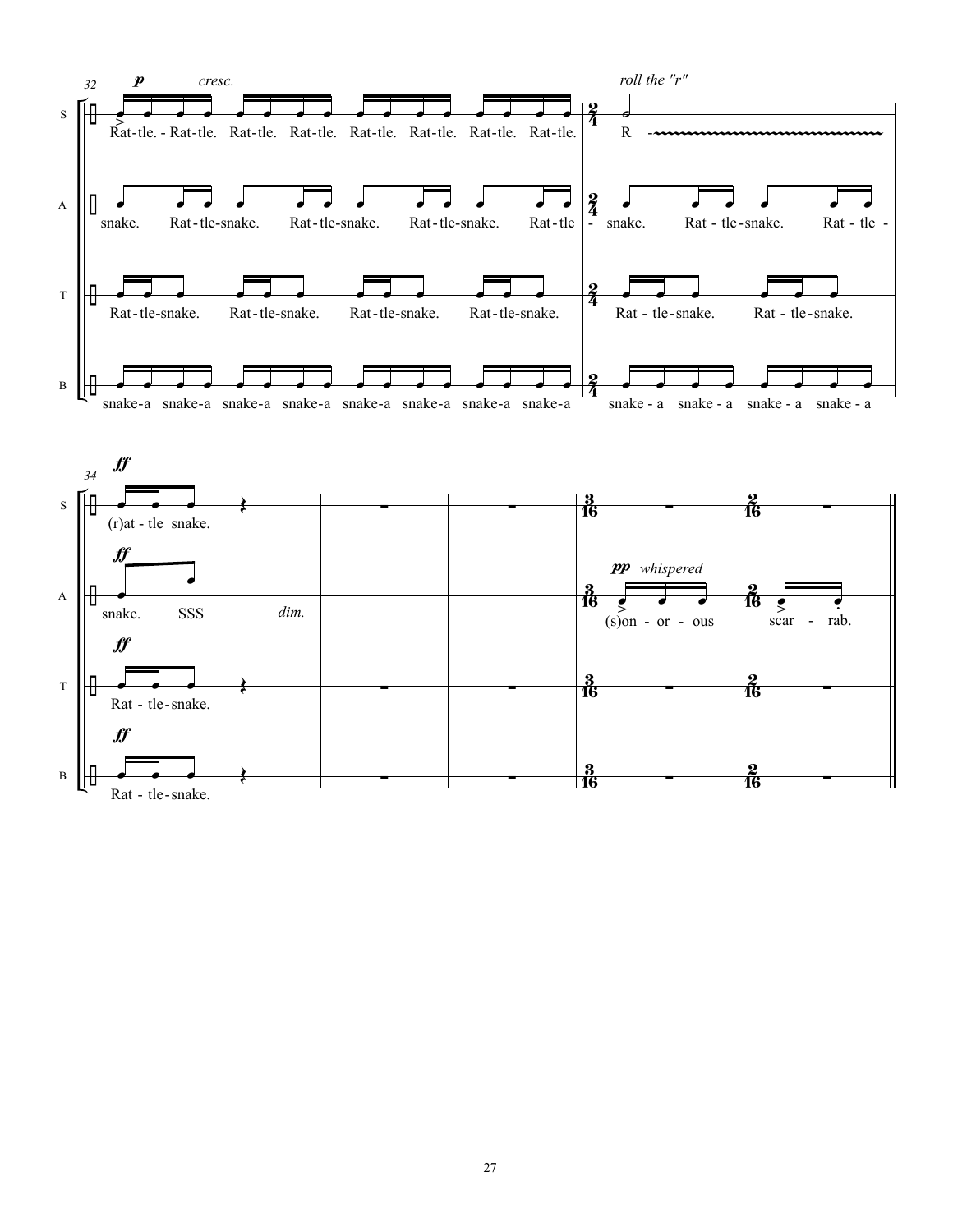32

*p* *cresc.* *roll the "r"*

S: Rat-tle. - Rat-tle. Rat-tle. Rat-tle. Rat-tle. Rat-tle. Rat-tle. Rat-tle. R -

A: snake. Rat-tle-snake. Rat-tle-snake. Rat-tle-snake. Rat-tle - snake. Rat - tle-snake. Rat - tle -

T: Rat-tle-snake. Rat-tle-snake. Rat-tle-snake. Rat-tle-snake. Rat - tle-snake. Rat - tle-snake.

B: snake-a snake-a snake-a snake-a snake-a snake-a snake-a snake-a snake - a snake - a snake - a snake - a

34

*ff*

S: (r)at - tle snake.

A: *ff* snake. SSS *dim.* *pp* *whispered* (s)on - or - ous scar - rab.

T: *ff* Rat - tle-snake.

B: *ff* Rat - tle-snake.